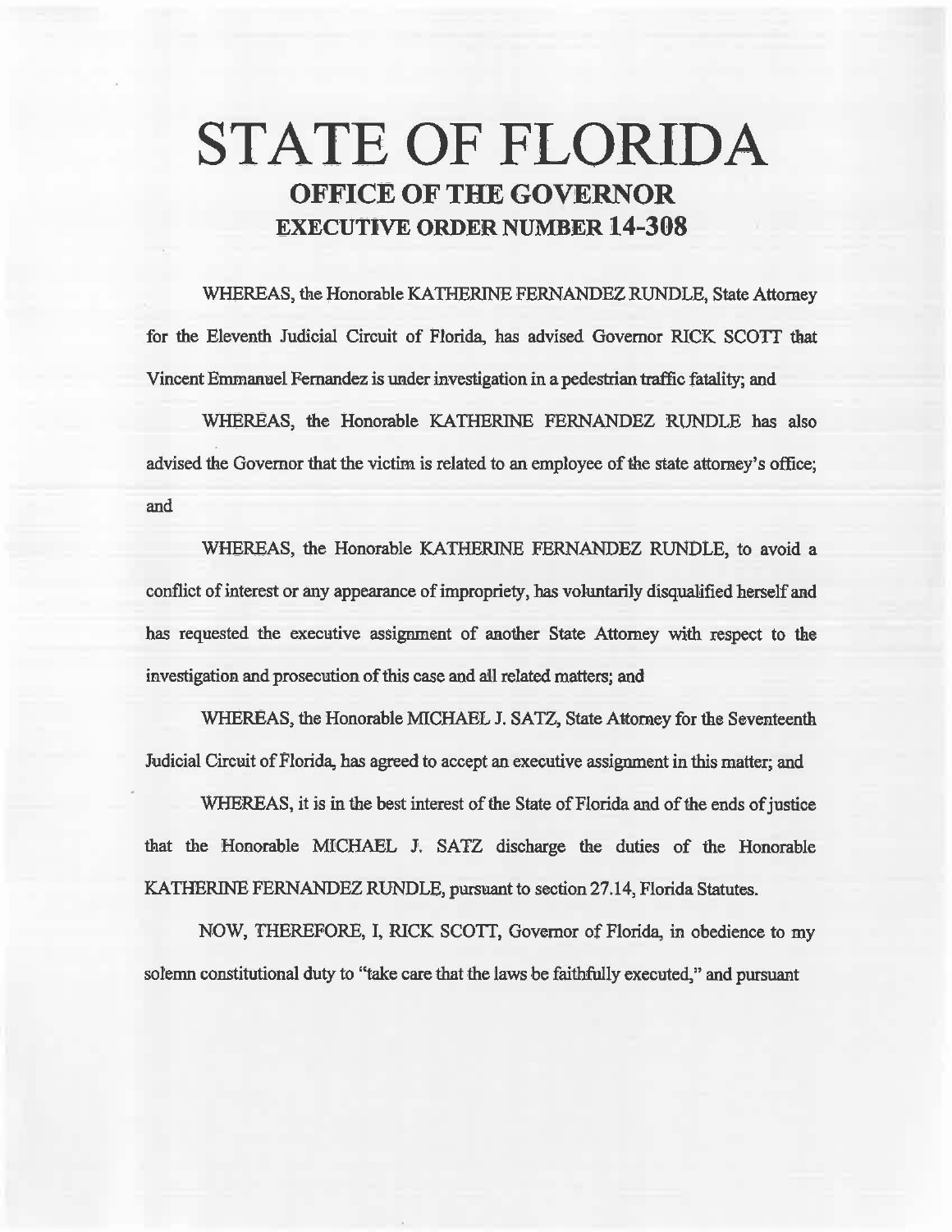# STATE OF FLORIDA

## OFFICE OF THE GOVERNOR

## EXECUTIVE ORDER NUMBER 14-308

WHEREAS, the Honorable KATHERINE FERNANDEZ RUNDLE, State Attorney for the Eleventh Judicial Circuit of Florida, has advised Governor RICK SCOTT that Vincent Emmanuel Fernandez is under investigation in a pedestrian traffic fatality; and

WHEREAS, the Honorable KATHERINE FERNANDEZ RUNDLE has also advised the Governor that the victim is related to an employee of the state attorney's office; and

WHEREAS, the Honorable KATHERINE FERNANDEZ RUNDLE, to avoid a conflict of interest or any appearance of impropriety, has voluntarily disqualified herself and has requested the executive assignment of another State Attorney with respect to the investigation and prosecution of this case and all related matters; and

WHEREAS, the Honorable MICHAEL J. SATZ, State Attorney for the Seventeenth Judicial Circuit of Florida, has agreed to accept an executive assignment in this matter; and

WHEREAS, it is in the best interest of the State of Florida and of the ends of justice that the Honorable MICHAEL J. SATZ discharge the duties of the Honorable KATHERINE FERNANDEZ RUNDLE, pursuant to section 27.14, Florida Statutes.

NOW, THEREFORE, I, RICK SCOTT, Governor of Florida, in obedience to my solemn constitutional duty to "take care that the laws be faithfully executed," and pursuant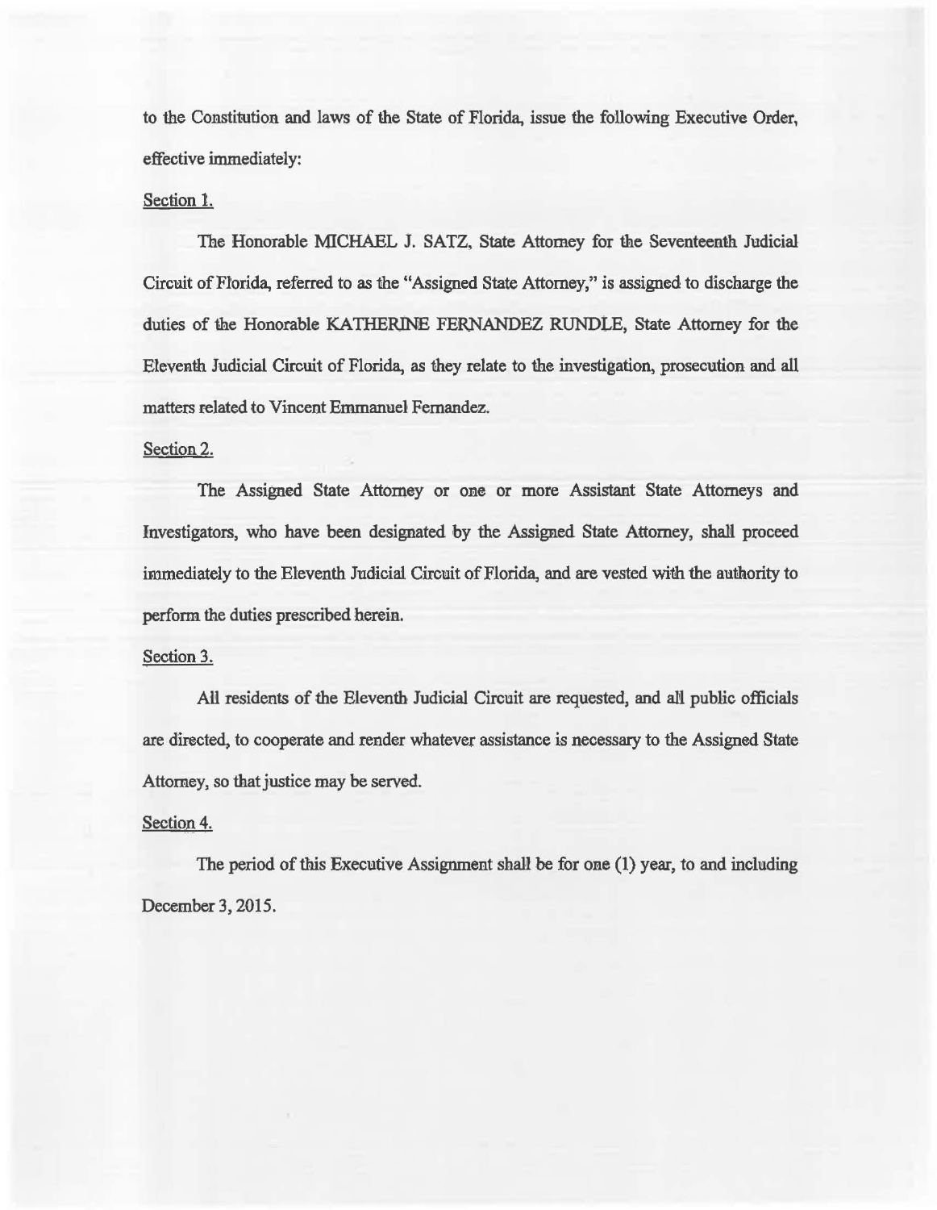to the Constitution and laws of the State of Florida, issue the following Executive Order, effective immediately:

Section 1.

The Honorable MICHAEL J. SATZ, State Attorney for the Seventeenth Judicial Circuit of Florida, referred to as the "Assigned State Attorney," is assigned to discharge the duties of the Honorable KATHERINE FERNANDEZ RUNDLE, State Attorney for the Eleventh Judicial Circuit of Florida, as they relate to the investigation, prosecution and all matters related to Vincent Emmanuel Fernandez.

Section 2.

The Assigned State Attorney or one or more Assistant State Attorneys and Investigators, who have been designated by the Assigned State Attorney, shall proceed immediately to the Eleventh Judicial Circuit of Florida, and are vested with the authority to perform the duties prescribed herein.

Section 3.

All residents of the Eleventh Judicial Circuit are requested, and all public officials are directed, to cooperate and render whatever assistance is necessary to the Assigned State Attorney, so that justice may be served.

Section 4.

The period of this Executive Assignment shall be for one (1) year, to and including December 3, 2015.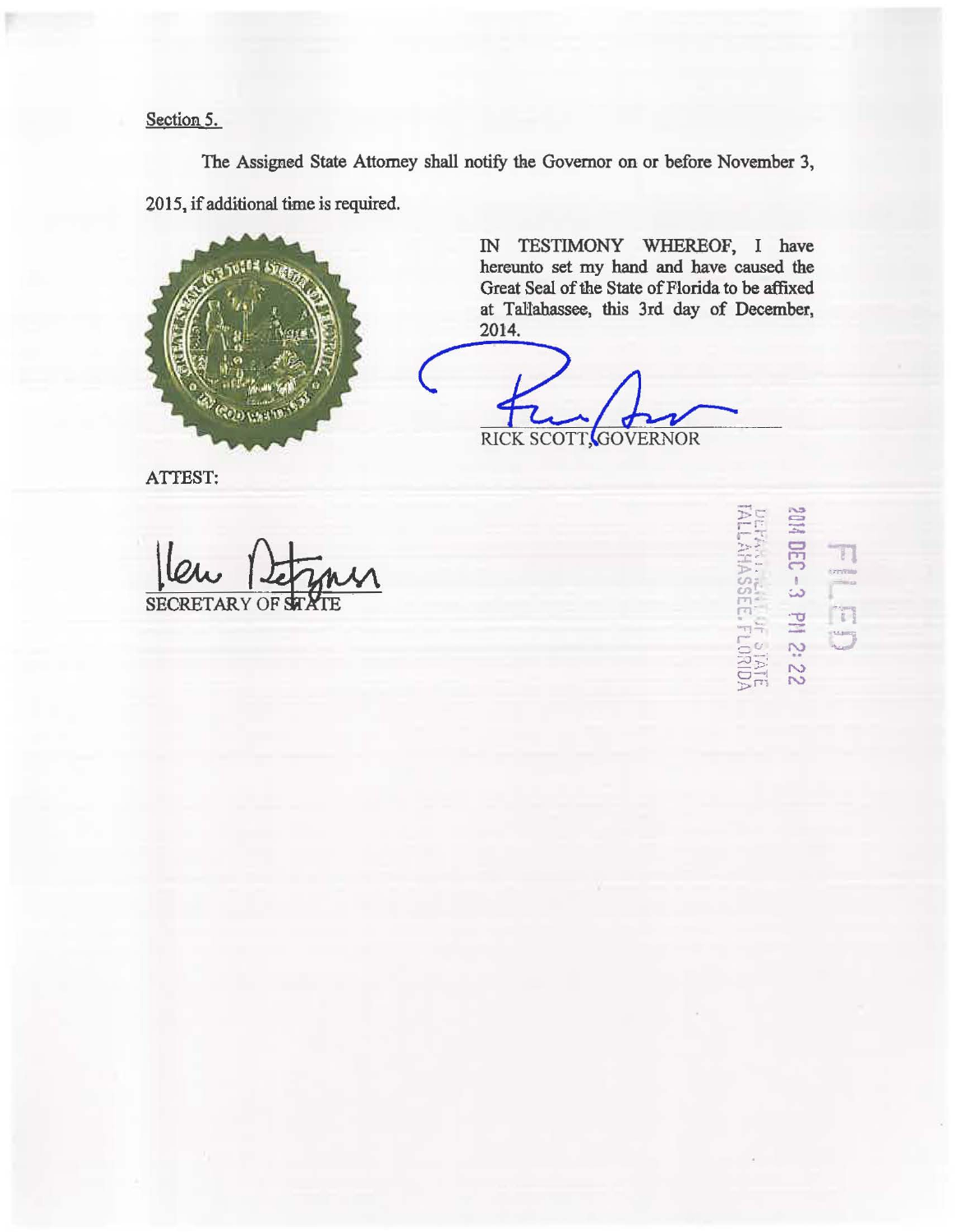Section 5.

The Assigned State Attorney shall notify the Governor on or before November 3, 2015, if additional time is required.

IN TESTIMONY WHEREOF, I have hereunto set my hand and have caused the Great Seal of the State of Florida to be affixed at Tallahassee, this 3rd day of December, 2014.

RICK SCOTT, GOVERNOR

ATTEST:

SECRETARY OF STATE

FILED

2014 DEC -3 PM 2:22

DEPARTMENT OF STATE
TALLAHASSEE, FLORIDA